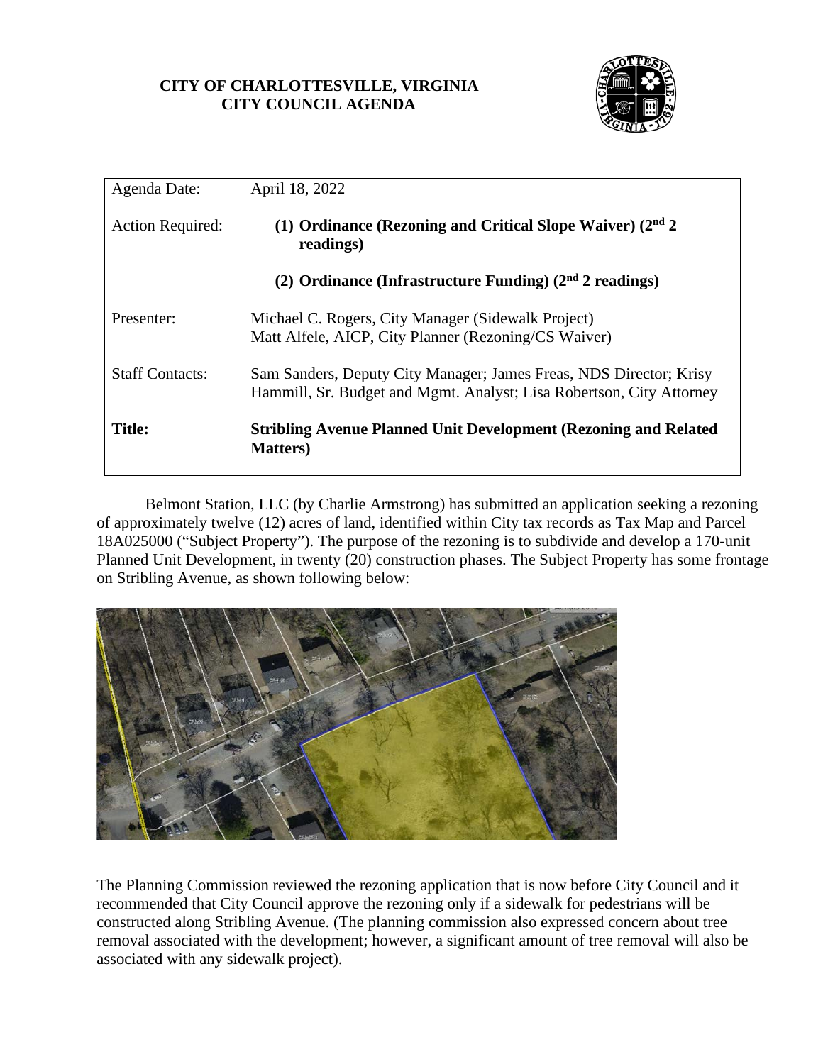**CITY OF CHARLOTTESVILLE, VIRGINIA**
**CITY COUNCIL AGENDA**

| | |
|---|---|
| Agenda Date: | April 18, 2022 |
| Action Required: | **(1) Ordinance (Rezoning and Critical Slope Waiver) (2nd 2 readings)**<br><br>**(2) Ordinance (Infrastructure Funding) (2nd 2 readings)** |
| Presenter: | Michael C. Rogers, City Manager (Sidewalk Project)<br>Matt Alfele, AICP, City Planner (Rezoning/CS Waiver) |
| Staff Contacts: | Sam Sanders, Deputy City Manager; James Freas, NDS Director; Krisy Hammill, Sr. Budget and Mgmt. Analyst; Lisa Robertson, City Attorney |
| **Title:** | **Stribling Avenue Planned Unit Development (Rezoning and Related Matters)** |

Belmont Station, LLC (by Charlie Armstrong) has submitted an application seeking a rezoning of approximately twelve (12) acres of land, identified within City tax records as Tax Map and Parcel 18A025000 ("Subject Property"). The purpose of the rezoning is to subdivide and develop a 170-unit Planned Unit Development, in twenty (20) construction phases. The Subject Property has some frontage on Stribling Avenue, as shown following below:

The Planning Commission reviewed the rezoning application that is now before City Council and it recommended that City Council approve the rezoning only if a sidewalk for pedestrians will be constructed along Stribling Avenue. (The planning commission also expressed concern about tree removal associated with the development; however, a significant amount of tree removal will also be associated with any sidewalk project).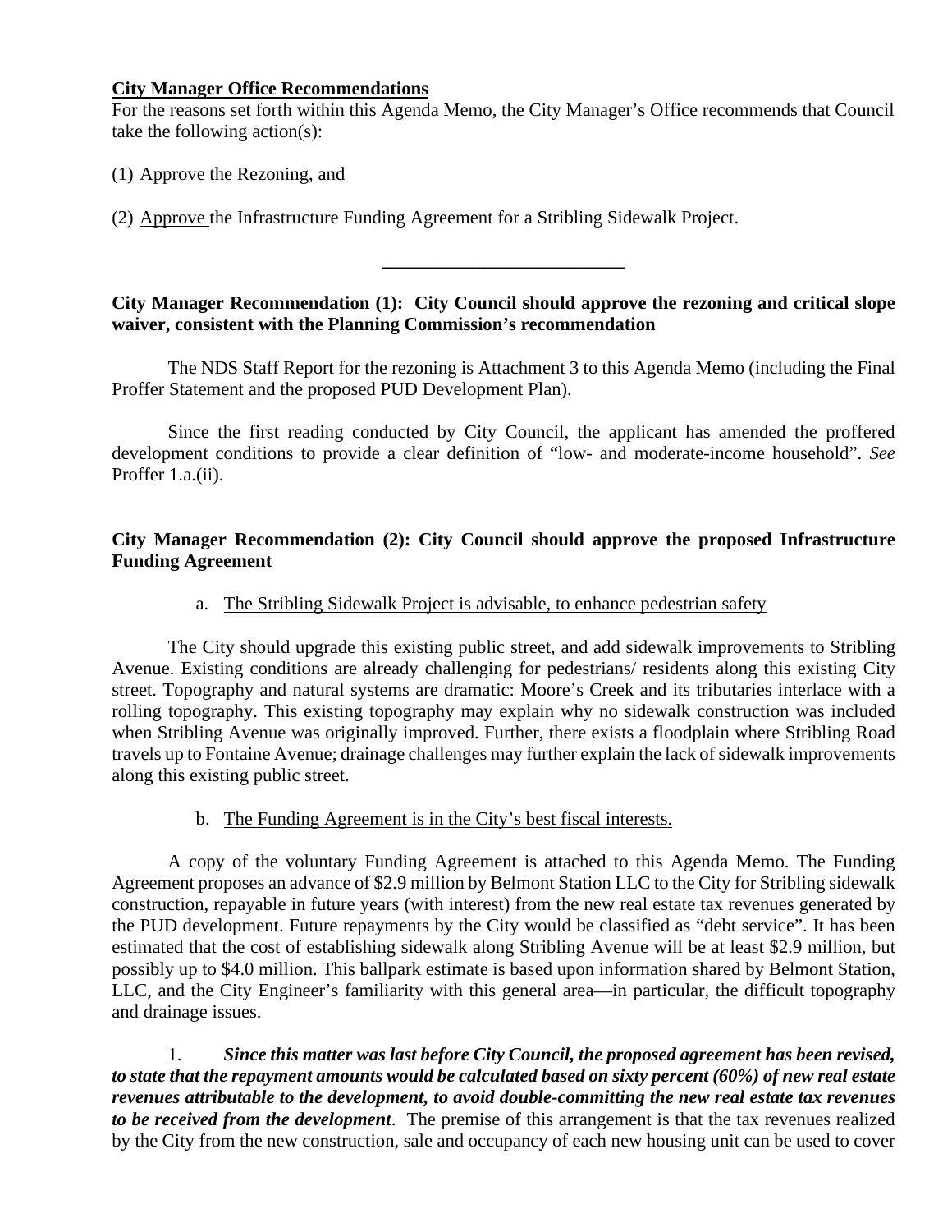**<u>City Manager Office Recommendations</u>**

For the reasons set forth within this Agenda Memo, the City Manager's Office recommends that Council take the following action(s):

(1) Approve the Rezoning, and

(2) <u>Approve</u> the Infrastructure Funding Agreement for a Stribling Sidewalk Project.

---

**City Manager Recommendation (1): City Council should approve the rezoning and critical slope waiver, consistent with the Planning Commission's recommendation**

The NDS Staff Report for the rezoning is Attachment 3 to this Agenda Memo (including the Final Proffer Statement and the proposed PUD Development Plan).

Since the first reading conducted by City Council, the applicant has amended the proffered development conditions to provide a clear definition of "low- and moderate-income household". *See* Proffer 1.a.(ii).

**City Manager Recommendation (2): City Council should approve the proposed Infrastructure Funding Agreement**

a. <u>The Stribling Sidewalk Project is advisable, to enhance pedestrian safety</u>

The City should upgrade this existing public street, and add sidewalk improvements to Stribling Avenue. Existing conditions are already challenging for pedestrians/ residents along this existing City street. Topography and natural systems are dramatic: Moore's Creek and its tributaries interlace with a rolling topography. This existing topography may explain why no sidewalk construction was included when Stribling Avenue was originally improved. Further, there exists a floodplain where Stribling Road travels up to Fontaine Avenue; drainage challenges may further explain the lack of sidewalk improvements along this existing public street.

b. <u>The Funding Agreement is in the City's best fiscal interests.</u>

A copy of the voluntary Funding Agreement is attached to this Agenda Memo. The Funding Agreement proposes an advance of $2.9 million by Belmont Station LLC to the City for Stribling sidewalk construction, repayable in future years (with interest) from the new real estate tax revenues generated by the PUD development. Future repayments by the City would be classified as "debt service". It has been estimated that the cost of establishing sidewalk along Stribling Avenue will be at least $2.9 million, but possibly up to $4.0 million. This ballpark estimate is based upon information shared by Belmont Station, LLC, and the City Engineer's familiarity with this general area—in particular, the difficult topography and drainage issues.

1. ***Since this matter was last before City Council, the proposed agreement has been revised, to state that the repayment amounts would be calculated based on sixty percent (60%) of new real estate revenues attributable to the development, to avoid double-committing the new real estate tax revenues to be received from the development***. The premise of this arrangement is that the tax revenues realized by the City from the new construction, sale and occupancy of each new housing unit can be used to cover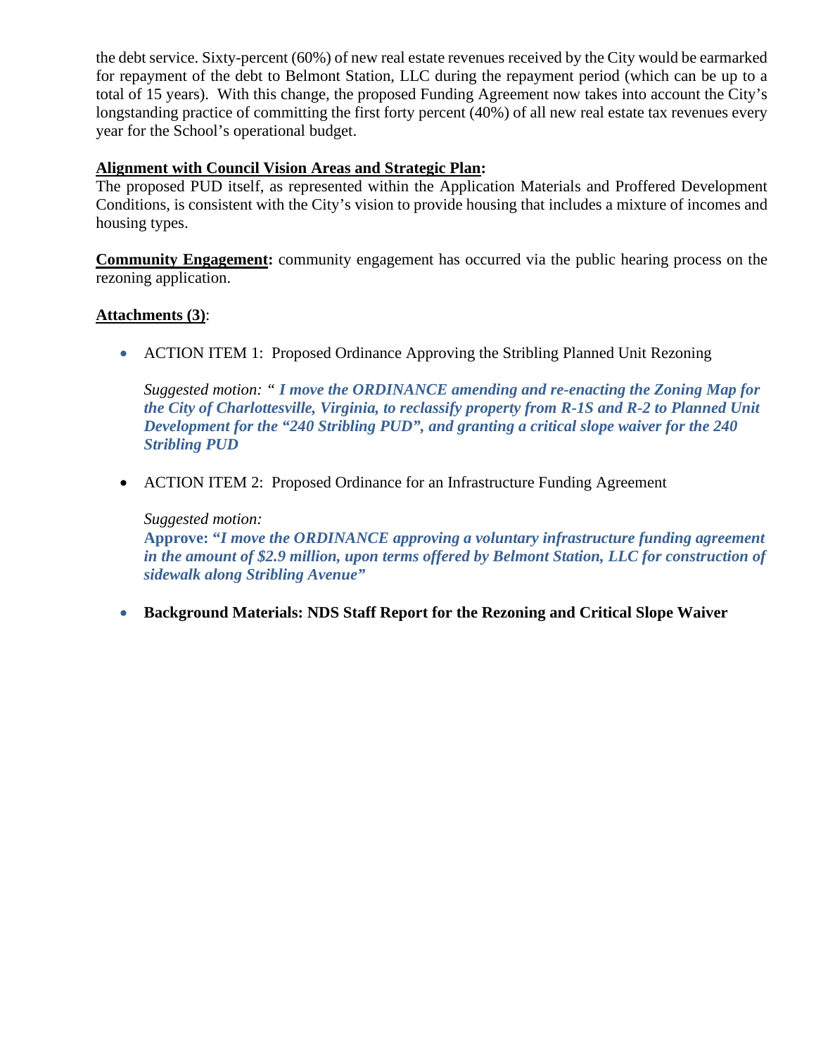the debt service. Sixty-percent (60%) of new real estate revenues received by the City would be earmarked for repayment of the debt to Belmont Station, LLC during the repayment period (which can be up to a total of 15 years). With this change, the proposed Funding Agreement now takes into account the City's longstanding practice of committing the first forty percent (40%) of all new real estate tax revenues every year for the School's operational budget.

**Alignment with Council Vision Areas and Strategic Plan:**
The proposed PUD itself, as represented within the Application Materials and Proffered Development Conditions, is consistent with the City's vision to provide housing that includes a mixture of incomes and housing types.

**Community Engagement:** community engagement has occurred via the public hearing process on the rezoning application.

**Attachments (3)**:

- ACTION ITEM 1: Proposed Ordinance Approving the Stribling Planned Unit Rezoning

  *Suggested motion:* " ***I move the ORDINANCE amending and re-enacting the Zoning Map for the City of Charlottesville, Virginia, to reclassify property from R-1S and R-2 to Planned Unit Development for the "240 Stribling PUD", and granting a critical slope waiver for the 240 Stribling PUD***

- ACTION ITEM 2: Proposed Ordinance for an Infrastructure Funding Agreement

  *Suggested motion:*
  **Approve:** ***"I move the ORDINANCE approving a voluntary infrastructure funding agreement in the amount of $2.9 million, upon terms offered by Belmont Station, LLC for construction of sidewalk along Stribling Avenue"***

- **Background Materials: NDS Staff Report for the Rezoning and Critical Slope Waiver**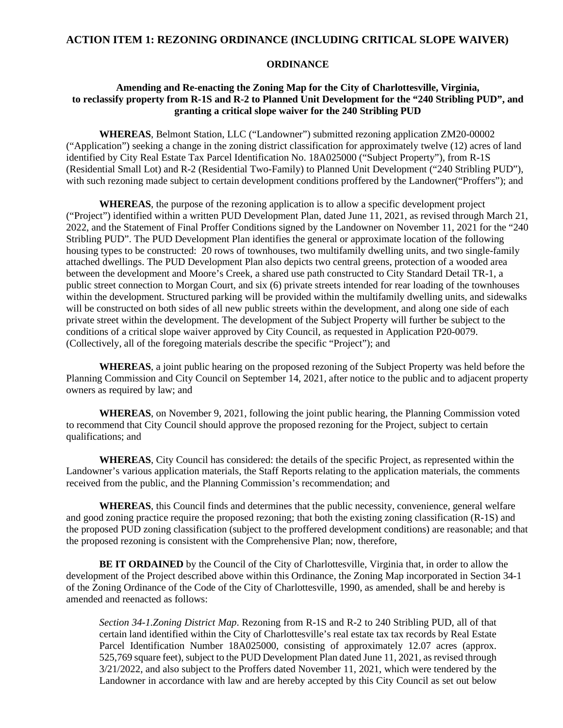## ACTION ITEM 1: REZONING ORDINANCE (INCLUDING CRITICAL SLOPE WAIVER)

### ORDINANCE

### Amending and Re-enacting the Zoning Map for the City of Charlottesville, Virginia, to reclassify property from R-1S and R-2 to Planned Unit Development for the "240 Stribling PUD", and granting a critical slope waiver for the 240 Stribling PUD

**WHEREAS**, Belmont Station, LLC ("Landowner") submitted rezoning application ZM20-00002 ("Application") seeking a change in the zoning district classification for approximately twelve (12) acres of land identified by City Real Estate Tax Parcel Identification No. 18A025000 ("Subject Property"), from R-1S (Residential Small Lot) and R-2 (Residential Two-Family) to Planned Unit Development ("240 Stribling PUD"), with such rezoning made subject to certain development conditions proffered by the Landowner("Proffers"); and

**WHEREAS**, the purpose of the rezoning application is to allow a specific development project ("Project") identified within a written PUD Development Plan, dated June 11, 2021, as revised through March 21, 2022, and the Statement of Final Proffer Conditions signed by the Landowner on November 11, 2021 for the "240 Stribling PUD". The PUD Development Plan identifies the general or approximate location of the following housing types to be constructed: 20 rows of townhouses, two multifamily dwelling units, and two single-family attached dwellings. The PUD Development Plan also depicts two central greens, protection of a wooded area between the development and Moore's Creek, a shared use path constructed to City Standard Detail TR-1, a public street connection to Morgan Court, and six (6) private streets intended for rear loading of the townhouses within the development. Structured parking will be provided within the multifamily dwelling units, and sidewalks will be constructed on both sides of all new public streets within the development, and along one side of each private street within the development. The development of the Subject Property will further be subject to the conditions of a critical slope waiver approved by City Council, as requested in Application P20-0079. (Collectively, all of the foregoing materials describe the specific "Project"); and

**WHEREAS**, a joint public hearing on the proposed rezoning of the Subject Property was held before the Planning Commission and City Council on September 14, 2021, after notice to the public and to adjacent property owners as required by law; and

**WHEREAS**, on November 9, 2021, following the joint public hearing, the Planning Commission voted to recommend that City Council should approve the proposed rezoning for the Project, subject to certain qualifications; and

**WHEREAS**, City Council has considered: the details of the specific Project, as represented within the Landowner's various application materials, the Staff Reports relating to the application materials, the comments received from the public, and the Planning Commission's recommendation; and

**WHEREAS**, this Council finds and determines that the public necessity, convenience, general welfare and good zoning practice require the proposed rezoning; that both the existing zoning classification (R-1S) and the proposed PUD zoning classification (subject to the proffered development conditions) are reasonable; and that the proposed rezoning is consistent with the Comprehensive Plan; now, therefore,

**BE IT ORDAINED** by the Council of the City of Charlottesville, Virginia that, in order to allow the development of the Project described above within this Ordinance, the Zoning Map incorporated in Section 34-1 of the Zoning Ordinance of the Code of the City of Charlottesville, 1990, as amended, shall be and hereby is amended and reenacted as follows:

> *Section 34-1.Zoning District Map*. Rezoning from R-1S and R-2 to 240 Stribling PUD, all of that certain land identified within the City of Charlottesville's real estate tax tax records by Real Estate Parcel Identification Number 18A025000, consisting of approximately 12.07 acres (approx. 525,769 square feet), subject to the PUD Development Plan dated June 11, 2021, as revised through 3/21/2022, and also subject to the Proffers dated November 11, 2021, which were tendered by the Landowner in accordance with law and are hereby accepted by this City Council as set out below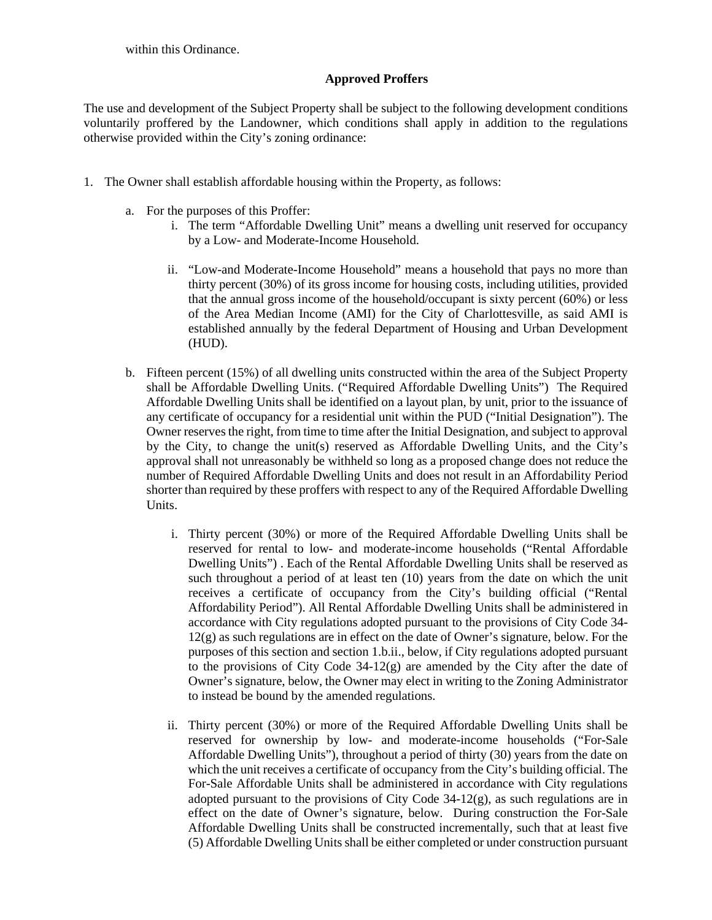within this Ordinance.

**Approved Proffers**

The use and development of the Subject Property shall be subject to the following development conditions voluntarily proffered by the Landowner, which conditions shall apply in addition to the regulations otherwise provided within the City's zoning ordinance:

1. The Owner shall establish affordable housing within the Property, as follows:

   a. For the purposes of this Proffer:

      i. The term "Affordable Dwelling Unit" means a dwelling unit reserved for occupancy by a Low- and Moderate-Income Household.

      ii. "Low-and Moderate-Income Household" means a household that pays no more than thirty percent (30%) of its gross income for housing costs, including utilities, provided that the annual gross income of the household/occupant is sixty percent (60%) or less of the Area Median Income (AMI) for the City of Charlottesville, as said AMI is established annually by the federal Department of Housing and Urban Development (HUD).

   b. Fifteen percent (15%) of all dwelling units constructed within the area of the Subject Property shall be Affordable Dwelling Units. ("Required Affordable Dwelling Units") The Required Affordable Dwelling Units shall be identified on a layout plan, by unit, prior to the issuance of any certificate of occupancy for a residential unit within the PUD ("Initial Designation"). The Owner reserves the right, from time to time after the Initial Designation, and subject to approval by the City, to change the unit(s) reserved as Affordable Dwelling Units, and the City's approval shall not unreasonably be withheld so long as a proposed change does not reduce the number of Required Affordable Dwelling Units and does not result in an Affordability Period shorter than required by these proffers with respect to any of the Required Affordable Dwelling Units.

      i. Thirty percent (30%) or more of the Required Affordable Dwelling Units shall be reserved for rental to low- and moderate-income households ("Rental Affordable Dwelling Units") . Each of the Rental Affordable Dwelling Units shall be reserved as such throughout a period of at least ten (10) years from the date on which the unit receives a certificate of occupancy from the City's building official ("Rental Affordability Period"). All Rental Affordable Dwelling Units shall be administered in accordance with City regulations adopted pursuant to the provisions of City Code 34-12(g) as such regulations are in effect on the date of Owner's signature, below. For the purposes of this section and section 1.b.ii., below, if City regulations adopted pursuant to the provisions of City Code 34-12(g) are amended by the City after the date of Owner's signature, below, the Owner may elect in writing to the Zoning Administrator to instead be bound by the amended regulations.

      ii. Thirty percent (30%) or more of the Required Affordable Dwelling Units shall be reserved for ownership by low- and moderate-income households ("For-Sale Affordable Dwelling Units"), throughout a period of thirty (30) years from the date on which the unit receives a certificate of occupancy from the City's building official. The For-Sale Affordable Units shall be administered in accordance with City regulations adopted pursuant to the provisions of City Code 34-12(g), as such regulations are in effect on the date of Owner's signature, below. During construction the For-Sale Affordable Dwelling Units shall be constructed incrementally, such that at least five (5) Affordable Dwelling Units shall be either completed or under construction pursuant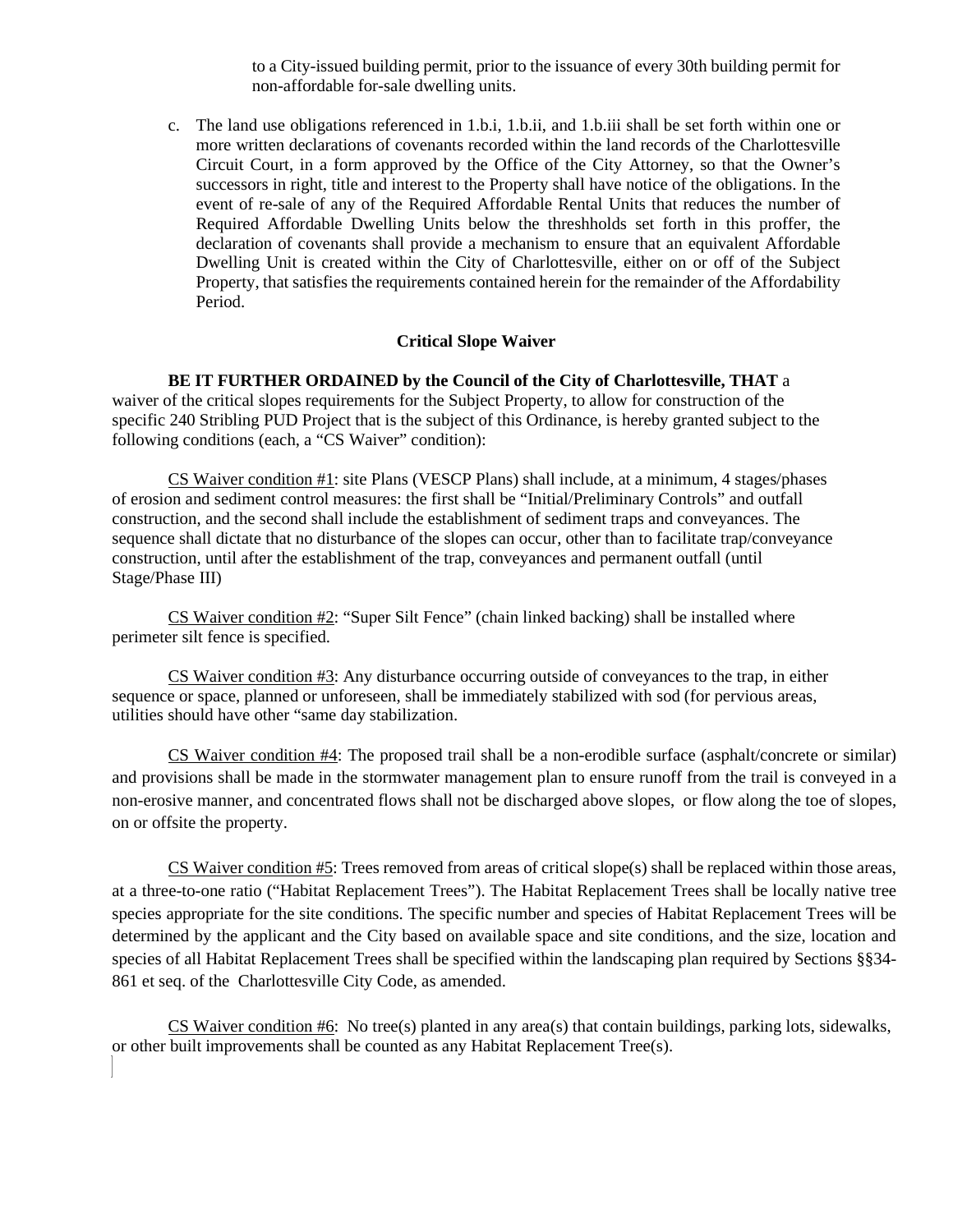to a City-issued building permit, prior to the issuance of every 30th building permit for non-affordable for-sale dwelling units.

c. The land use obligations referenced in 1.b.i, 1.b.ii, and 1.b.iii shall be set forth within one or more written declarations of covenants recorded within the land records of the Charlottesville Circuit Court, in a form approved by the Office of the City Attorney, so that the Owner's successors in right, title and interest to the Property shall have notice of the obligations. In the event of re-sale of any of the Required Affordable Rental Units that reduces the number of Required Affordable Dwelling Units below the threshholds set forth in this proffer, the declaration of covenants shall provide a mechanism to ensure that an equivalent Affordable Dwelling Unit is created within the City of Charlottesville, either on or off of the Subject Property, that satisfies the requirements contained herein for the remainder of the Affordability Period.

**Critical Slope Waiver**

**BE IT FURTHER ORDAINED by the Council of the City of Charlottesville, THAT** a waiver of the critical slopes requirements for the Subject Property, to allow for construction of the specific 240 Stribling PUD Project that is the subject of this Ordinance, is hereby granted subject to the following conditions (each, a "CS Waiver" condition):

CS Waiver condition #1: site Plans (VESCP Plans) shall include, at a minimum, 4 stages/phases of erosion and sediment control measures: the first shall be "Initial/Preliminary Controls" and outfall construction, and the second shall include the establishment of sediment traps and conveyances. The sequence shall dictate that no disturbance of the slopes can occur, other than to facilitate trap/conveyance construction, until after the establishment of the trap, conveyances and permanent outfall (until Stage/Phase III)

CS Waiver condition #2: "Super Silt Fence" (chain linked backing) shall be installed where perimeter silt fence is specified.

CS Waiver condition #3: Any disturbance occurring outside of conveyances to the trap, in either sequence or space, planned or unforeseen, shall be immediately stabilized with sod (for pervious areas, utilities should have other "same day stabilization.

CS Waiver condition #4: The proposed trail shall be a non-erodible surface (asphalt/concrete or similar) and provisions shall be made in the stormwater management plan to ensure runoff from the trail is conveyed in a non-erosive manner, and concentrated flows shall not be discharged above slopes, or flow along the toe of slopes, on or offsite the property.

CS Waiver condition #5: Trees removed from areas of critical slope(s) shall be replaced within those areas, at a three-to-one ratio ("Habitat Replacement Trees"). The Habitat Replacement Trees shall be locally native tree species appropriate for the site conditions. The specific number and species of Habitat Replacement Trees will be determined by the applicant and the City based on available space and site conditions, and the size, location and species of all Habitat Replacement Trees shall be specified within the landscaping plan required by Sections §§34-861 et seq. of the Charlottesville City Code, as amended.

CS Waiver condition #6: No tree(s) planted in any area(s) that contain buildings, parking lots, sidewalks, or other built improvements shall be counted as any Habitat Replacement Tree(s).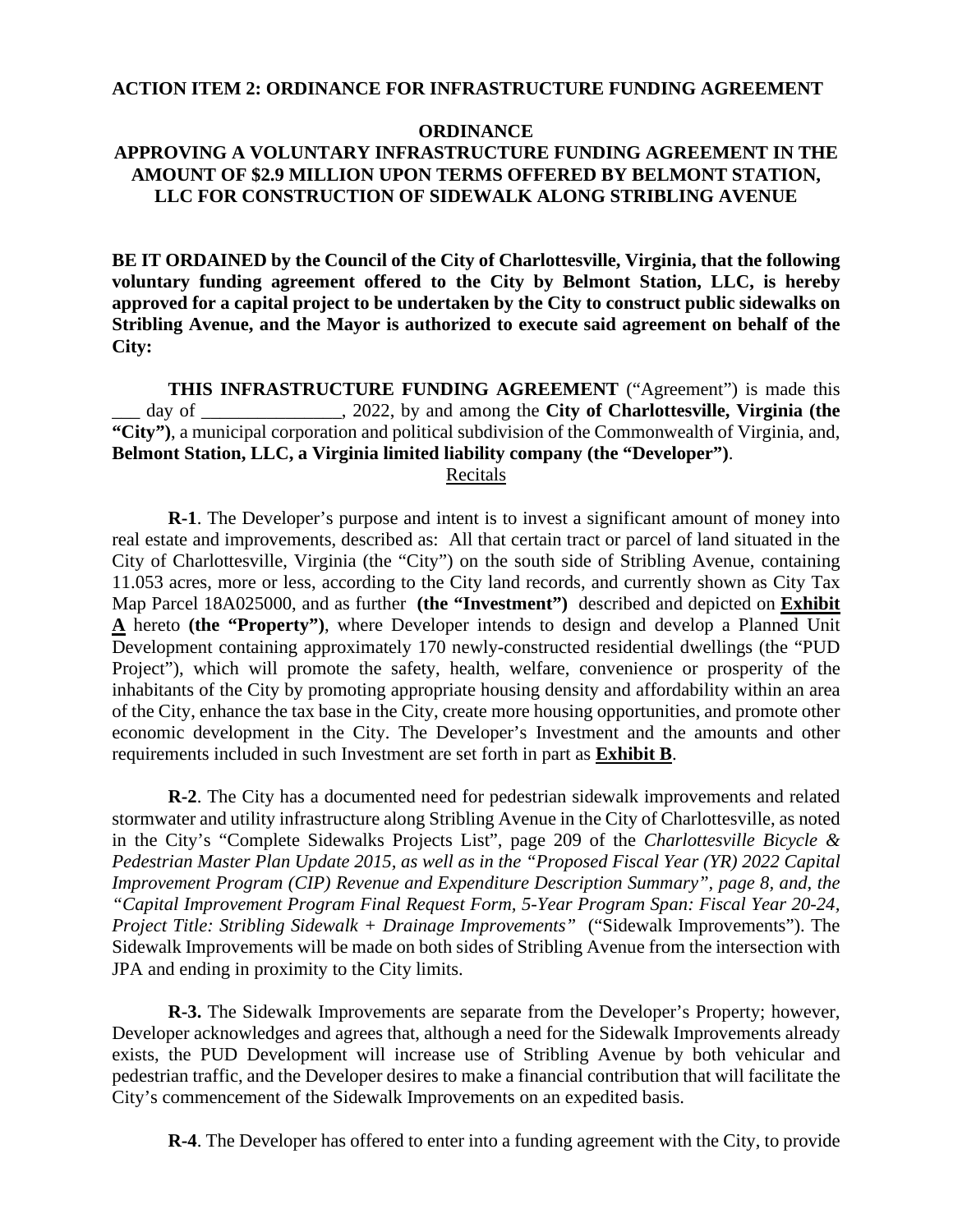**ACTION ITEM 2: ORDINANCE FOR INFRASTRUCTURE FUNDING AGREEMENT**

**ORDINANCE**
**APPROVING A VOLUNTARY INFRASTRUCTURE FUNDING AGREEMENT IN THE AMOUNT OF $2.9 MILLION UPON TERMS OFFERED BY BELMONT STATION, LLC FOR CONSTRUCTION OF SIDEWALK ALONG STRIBLING AVENUE**

**BE IT ORDAINED by the Council of the City of Charlottesville, Virginia, that the following voluntary funding agreement offered to the City by Belmont Station, LLC, is hereby approved for a capital project to be undertaken by the City to construct public sidewalks on Stribling Avenue, and the Mayor is authorized to execute said agreement on behalf of the City:**

**THIS INFRASTRUCTURE FUNDING AGREEMENT** ("Agreement") is made this ___ day of _______________, 2022, by and among the **City of Charlottesville, Virginia (the "City")**, a municipal corporation and political subdivision of the Commonwealth of Virginia, and, **Belmont Station, LLC, a Virginia limited liability company (the "Developer")**.

Recitals

**R-1**. The Developer's purpose and intent is to invest a significant amount of money into real estate and improvements, described as: All that certain tract or parcel of land situated in the City of Charlottesville, Virginia (the "City") on the south side of Stribling Avenue, containing 11.053 acres, more or less, according to the City land records, and currently shown as City Tax Map Parcel 18A025000, and as further **(the "Investment")** described and depicted on **Exhibit A** hereto **(the "Property")**, where Developer intends to design and develop a Planned Unit Development containing approximately 170 newly-constructed residential dwellings (the "PUD Project"), which will promote the safety, health, welfare, convenience or prosperity of the inhabitants of the City by promoting appropriate housing density and affordability within an area of the City, enhance the tax base in the City, create more housing opportunities, and promote other economic development in the City. The Developer's Investment and the amounts and other requirements included in such Investment are set forth in part as **Exhibit B**.

**R-2**. The City has a documented need for pedestrian sidewalk improvements and related stormwater and utility infrastructure along Stribling Avenue in the City of Charlottesville, as noted in the City's "Complete Sidewalks Projects List", page 209 of the *Charlottesville Bicycle & Pedestrian Master Plan Update 2015, as well as in the "Proposed Fiscal Year (YR) 2022 Capital Improvement Program (CIP) Revenue and Expenditure Description Summary", page 8, and, the "Capital Improvement Program Final Request Form, 5-Year Program Span: Fiscal Year 20-24, Project Title: Stribling Sidewalk + Drainage Improvements"* ("Sidewalk Improvements"). The Sidewalk Improvements will be made on both sides of Stribling Avenue from the intersection with JPA and ending in proximity to the City limits.

**R-3.** The Sidewalk Improvements are separate from the Developer's Property; however, Developer acknowledges and agrees that, although a need for the Sidewalk Improvements already exists, the PUD Development will increase use of Stribling Avenue by both vehicular and pedestrian traffic, and the Developer desires to make a financial contribution that will facilitate the City's commencement of the Sidewalk Improvements on an expedited basis.

**R-4**. The Developer has offered to enter into a funding agreement with the City, to provide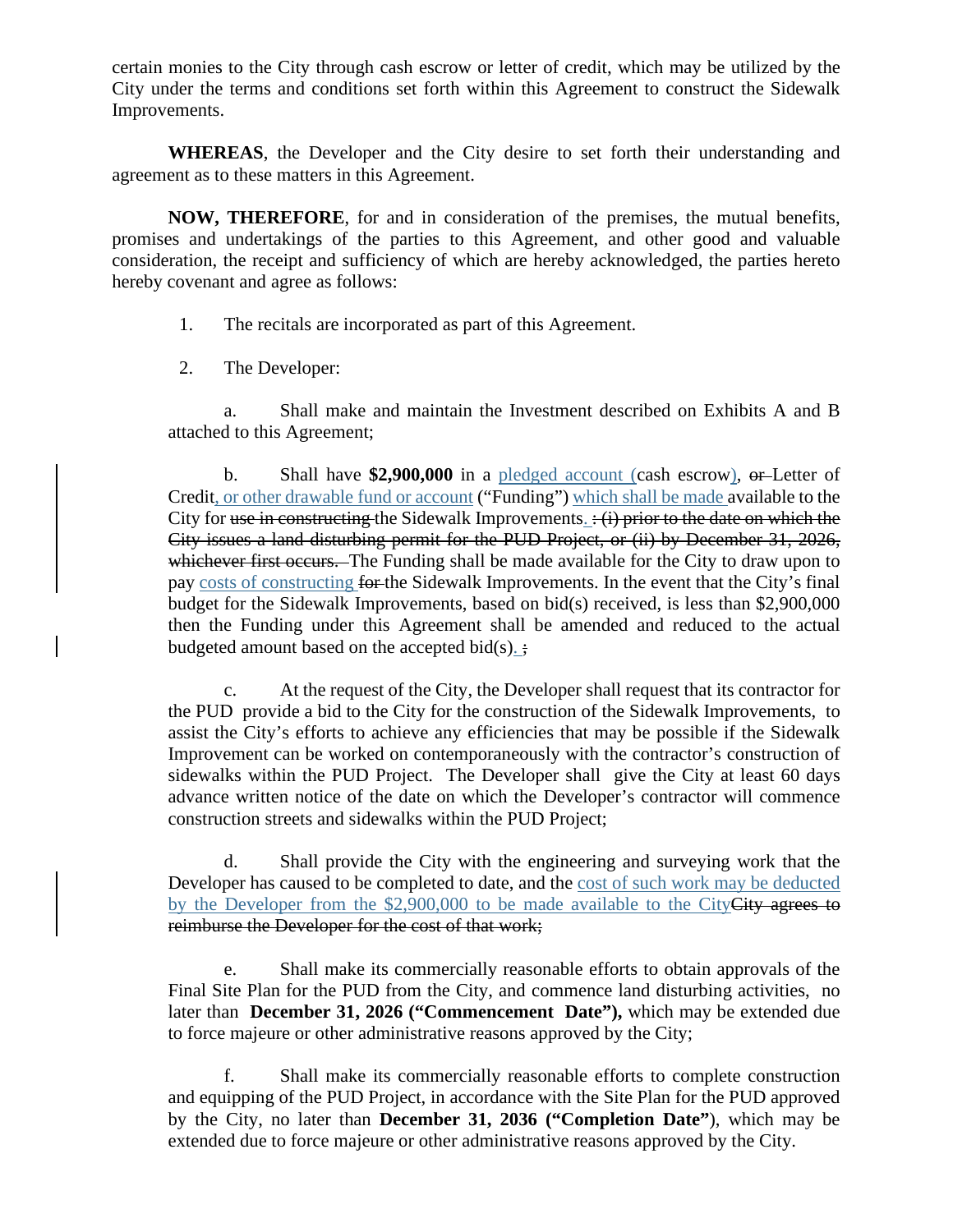certain monies to the City through cash escrow or letter of credit, which may be utilized by the City under the terms and conditions set forth within this Agreement to construct the Sidewalk Improvements.

**WHEREAS**, the Developer and the City desire to set forth their understanding and agreement as to these matters in this Agreement.

**NOW, THEREFORE**, for and in consideration of the premises, the mutual benefits, promises and undertakings of the parties to this Agreement, and other good and valuable consideration, the receipt and sufficiency of which are hereby acknowledged, the parties hereto hereby covenant and agree as follows:

1. The recitals are incorporated as part of this Agreement.

2. The Developer:

a. Shall make and maintain the Investment described on Exhibits A and B attached to this Agreement;

b. Shall have **$2,900,000** in a pledged account (cash escrow), ~~or~~ Letter of Credit, or other drawable fund or account ("Funding") which shall be made available to the City for ~~use in constructing~~ the Sidewalk Improvements. ~~: (i) prior to the date on which the City issues a land disturbing permit for the PUD Project, or (ii) by December 31, 2026, whichever first occurs.~~ The Funding shall be made available for the City to draw upon to pay costs of constructing ~~for~~ the Sidewalk Improvements. In the event that the City's final budget for the Sidewalk Improvements, based on bid(s) received, is less than $2,900,000 then the Funding under this Agreement shall be amended and reduced to the actual budgeted amount based on the accepted bid(s). ~~;~~

c. At the request of the City, the Developer shall request that its contractor for the PUD provide a bid to the City for the construction of the Sidewalk Improvements, to assist the City's efforts to achieve any efficiencies that may be possible if the Sidewalk Improvement can be worked on contemporaneously with the contractor's construction of sidewalks within the PUD Project. The Developer shall give the City at least 60 days advance written notice of the date on which the Developer's contractor will commence construction streets and sidewalks within the PUD Project;

d. Shall provide the City with the engineering and surveying work that the Developer has caused to be completed to date, and the cost of such work may be deducted by the Developer from the $2,900,000 to be made available to the City~~City agrees to reimburse the Developer for the cost of that work;~~

e. Shall make its commercially reasonable efforts to obtain approvals of the Final Site Plan for the PUD from the City, and commence land disturbing activities, no later than **December 31, 2026 ("Commencement Date"),** which may be extended due to force majeure or other administrative reasons approved by the City;

f. Shall make its commercially reasonable efforts to complete construction and equipping of the PUD Project, in accordance with the Site Plan for the PUD approved by the City, no later than **December 31, 2036 ("Completion Date"**), which may be extended due to force majeure or other administrative reasons approved by the City.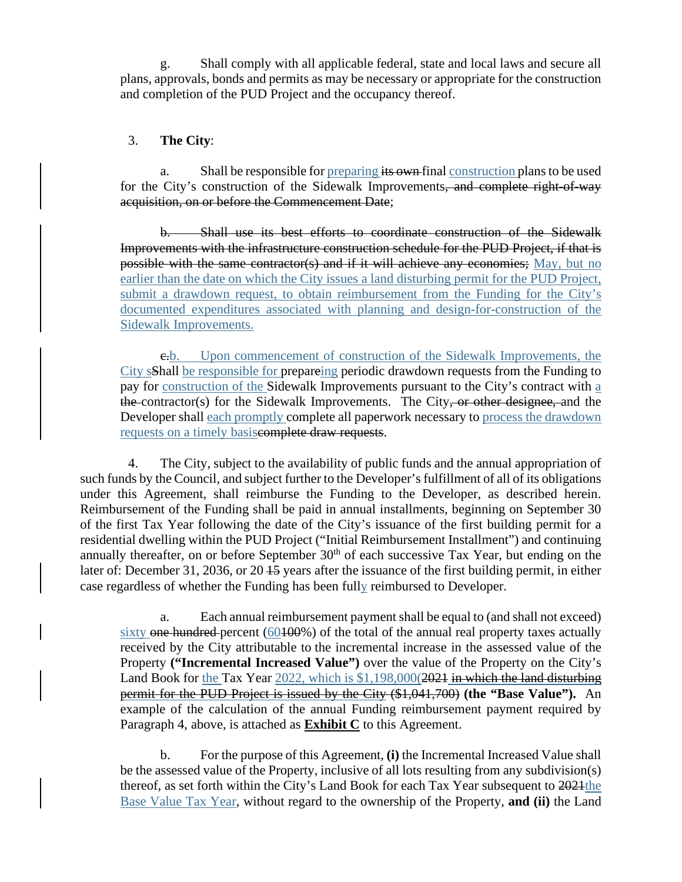g. Shall comply with all applicable federal, state and local laws and secure all plans, approvals, bonds and permits as may be necessary or appropriate for the construction and completion of the PUD Project and the occupancy thereof.

3. **The City**:

a. Shall be responsible for preparing ~~its own~~ final construction plans to be used for the City's construction of the Sidewalk Improvements~~, and complete right-of-way acquisition, on or before the Commencement Date~~;

~~b. Shall use its best efforts to coordinate construction of the Sidewalk Improvements with the infrastructure construction schedule for the PUD Project, if that is possible with the same contractor(s) and if it will achieve any economies;~~ May, but no earlier than the date on which the City issues a land disturbing permit for the PUD Project, submit a drawdown request, to obtain reimbursement from the Funding for the City's documented expenditures associated with planning and design-for-construction of the Sidewalk Improvements.

~~c.~~b. Upon commencement of construction of the Sidewalk Improvements, the City s~~S~~hall be responsible for prepar~~e~~ing periodic drawdown requests from the Funding to pay for construction of the Sidewalk Improvements pursuant to the City's contract with a ~~the~~ contractor(s) for the Sidewalk Improvements. The City~~, or other designee,~~ and the Developer shall each promptly complete all paperwork necessary to process the drawdown requests on a timely basis~~complete draw requests~~.

4. The City, subject to the availability of public funds and the annual appropriation of such funds by the Council, and subject further to the Developer's fulfillment of all of its obligations under this Agreement, shall reimburse the Funding to the Developer, as described herein. Reimbursement of the Funding shall be paid in annual installments, beginning on September 30 of the first Tax Year following the date of the City's issuance of the first building permit for a residential dwelling within the PUD Project ("Initial Reimbursement Installment") and continuing annually thereafter, on or before September 30th of each successive Tax Year, but ending on the later of: December 31, 2036, or 20 ~~15~~ years after the issuance of the first building permit, in either case regardless of whether the Funding has been fully reimbursed to Developer.

a. Each annual reimbursement payment shall be equal to (and shall not exceed) sixty ~~one hundred~~ percent (60~~100~~%) of the total of the annual real property taxes actually received by the City attributable to the incremental increase in the assessed value of the Property **("Incremental Increased Value")** over the value of the Property on the City's Land Book for the Tax Year 2022, which is $1,198,000(~~2021 in which the land disturbing permit for the PUD Project is issued by the City ($1,041,700)~~ **(the "Base Value").** An example of the calculation of the annual Funding reimbursement payment required by Paragraph 4, above, is attached as **<u>Exhibit C</u>** to this Agreement.

b. For the purpose of this Agreement, **(i)** the Incremental Increased Value shall be the assessed value of the Property, inclusive of all lots resulting from any subdivision(s) thereof, as set forth within the City's Land Book for each Tax Year subsequent to ~~2021~~the Base Value Tax Year, without regard to the ownership of the Property, **and (ii)** the Land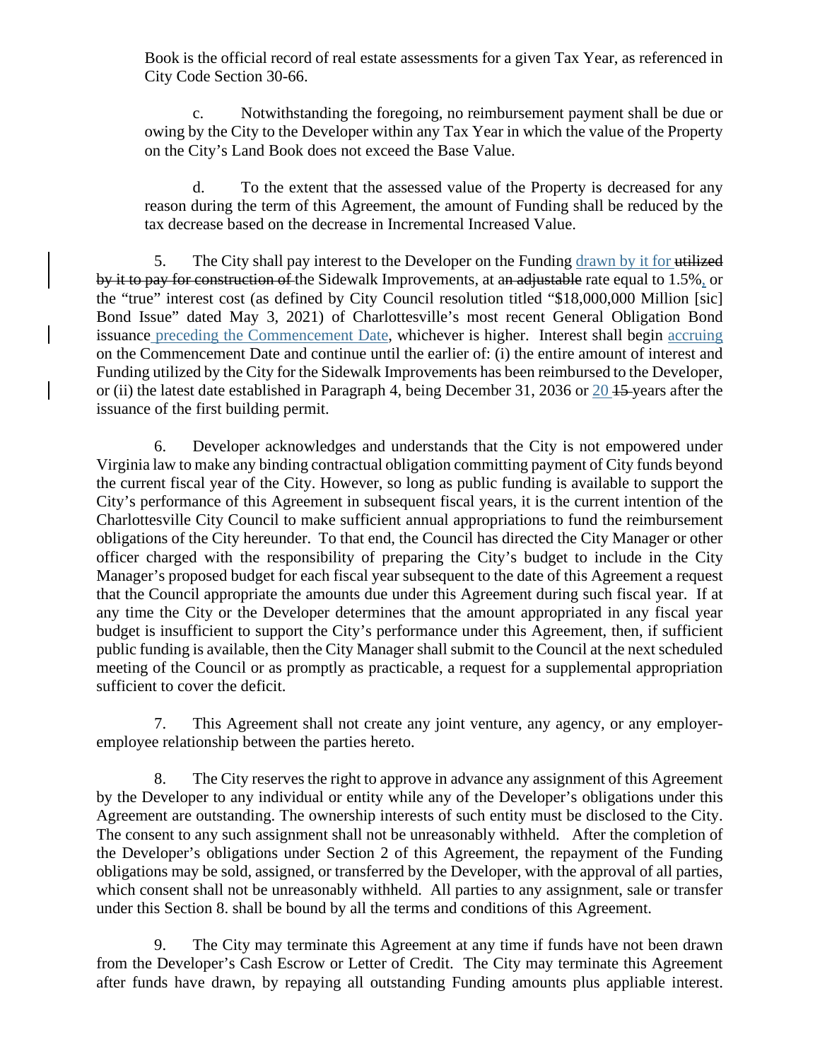Book is the official record of real estate assessments for a given Tax Year, as referenced in City Code Section 30-66.

c. Notwithstanding the foregoing, no reimbursement payment shall be due or owing by the City to the Developer within any Tax Year in which the value of the Property on the City's Land Book does not exceed the Base Value.

d. To the extent that the assessed value of the Property is decreased for any reason during the term of this Agreement, the amount of Funding shall be reduced by the tax decrease based on the decrease in Incremental Increased Value.

5. The City shall pay interest to the Developer on the Funding drawn by it for ~~utilized by it to pay for construction of~~ the Sidewalk Improvements, at a~~n adjustable~~ rate equal to 1.5%, or the "true" interest cost (as defined by City Council resolution titled "$18,000,000 Million [sic] Bond Issue" dated May 3, 2021) of Charlottesville's most recent General Obligation Bond issuance preceding the Commencement Date, whichever is higher. Interest shall begin accruing on the Commencement Date and continue until the earlier of: (i) the entire amount of interest and Funding utilized by the City for the Sidewalk Improvements has been reimbursed to the Developer, or (ii) the latest date established in Paragraph 4, being December 31, 2036 or 20 ~~15~~ years after the issuance of the first building permit.

6. Developer acknowledges and understands that the City is not empowered under Virginia law to make any binding contractual obligation committing payment of City funds beyond the current fiscal year of the City. However, so long as public funding is available to support the City's performance of this Agreement in subsequent fiscal years, it is the current intention of the Charlottesville City Council to make sufficient annual appropriations to fund the reimbursement obligations of the City hereunder. To that end, the Council has directed the City Manager or other officer charged with the responsibility of preparing the City's budget to include in the City Manager's proposed budget for each fiscal year subsequent to the date of this Agreement a request that the Council appropriate the amounts due under this Agreement during such fiscal year. If at any time the City or the Developer determines that the amount appropriated in any fiscal year budget is insufficient to support the City's performance under this Agreement, then, if sufficient public funding is available, then the City Manager shall submit to the Council at the next scheduled meeting of the Council or as promptly as practicable, a request for a supplemental appropriation sufficient to cover the deficit.

7. This Agreement shall not create any joint venture, any agency, or any employer-employee relationship between the parties hereto.

8. The City reserves the right to approve in advance any assignment of this Agreement by the Developer to any individual or entity while any of the Developer's obligations under this Agreement are outstanding. The ownership interests of such entity must be disclosed to the City. The consent to any such assignment shall not be unreasonably withheld. After the completion of the Developer's obligations under Section 2 of this Agreement, the repayment of the Funding obligations may be sold, assigned, or transferred by the Developer, with the approval of all parties, which consent shall not be unreasonably withheld. All parties to any assignment, sale or transfer under this Section 8. shall be bound by all the terms and conditions of this Agreement.

9. The City may terminate this Agreement at any time if funds have not been drawn from the Developer's Cash Escrow or Letter of Credit. The City may terminate this Agreement after funds have drawn, by repaying all outstanding Funding amounts plus appliable interest.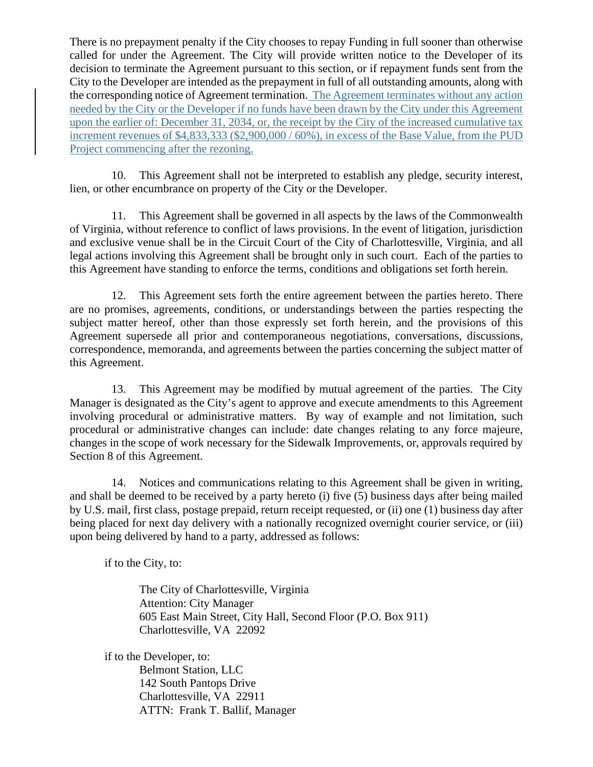There is no prepayment penalty if the City chooses to repay Funding in full sooner than otherwise called for under the Agreement. The City will provide written notice to the Developer of its decision to terminate the Agreement pursuant to this section, or if repayment funds sent from the City to the Developer are intended as the prepayment in full of all outstanding amounts, along with the corresponding notice of Agreement termination. The Agreement terminates without any action needed by the City or the Developer if no funds have been drawn by the City under this Agreement upon the earlier of: December 31, 2034, or, the receipt by the City of the increased cumulative tax increment revenues of $4,833,333 ($2,900,000 / 60%), in excess of the Base Value, from the PUD Project commencing after the rezoning.

10. This Agreement shall not be interpreted to establish any pledge, security interest, lien, or other encumbrance on property of the City or the Developer.

11. This Agreement shall be governed in all aspects by the laws of the Commonwealth of Virginia, without reference to conflict of laws provisions. In the event of litigation, jurisdiction and exclusive venue shall be in the Circuit Court of the City of Charlottesville, Virginia, and all legal actions involving this Agreement shall be brought only in such court. Each of the parties to this Agreement have standing to enforce the terms, conditions and obligations set forth herein.

12. This Agreement sets forth the entire agreement between the parties hereto. There are no promises, agreements, conditions, or understandings between the parties respecting the subject matter hereof, other than those expressly set forth herein, and the provisions of this Agreement supersede all prior and contemporaneous negotiations, conversations, discussions, correspondence, memoranda, and agreements between the parties concerning the subject matter of this Agreement.

13. This Agreement may be modified by mutual agreement of the parties. The City Manager is designated as the City's agent to approve and execute amendments to this Agreement involving procedural or administrative matters. By way of example and not limitation, such procedural or administrative changes can include: date changes relating to any force majeure, changes in the scope of work necessary for the Sidewalk Improvements, or, approvals required by Section 8 of this Agreement.

14. Notices and communications relating to this Agreement shall be given in writing, and shall be deemed to be received by a party hereto (i) five (5) business days after being mailed by U.S. mail, first class, postage prepaid, return receipt requested, or (ii) one (1) business day after being placed for next day delivery with a nationally recognized overnight courier service, or (iii) upon being delivered by hand to a party, addressed as follows:

if to the City, to:

The City of Charlottesville, Virginia
Attention: City Manager
605 East Main Street, City Hall, Second Floor (P.O. Box 911)
Charlottesville, VA 22092

if to the Developer, to:

Belmont Station, LLC
142 South Pantops Drive
Charlottesville, VA 22911
ATTN: Frank T. Ballif, Manager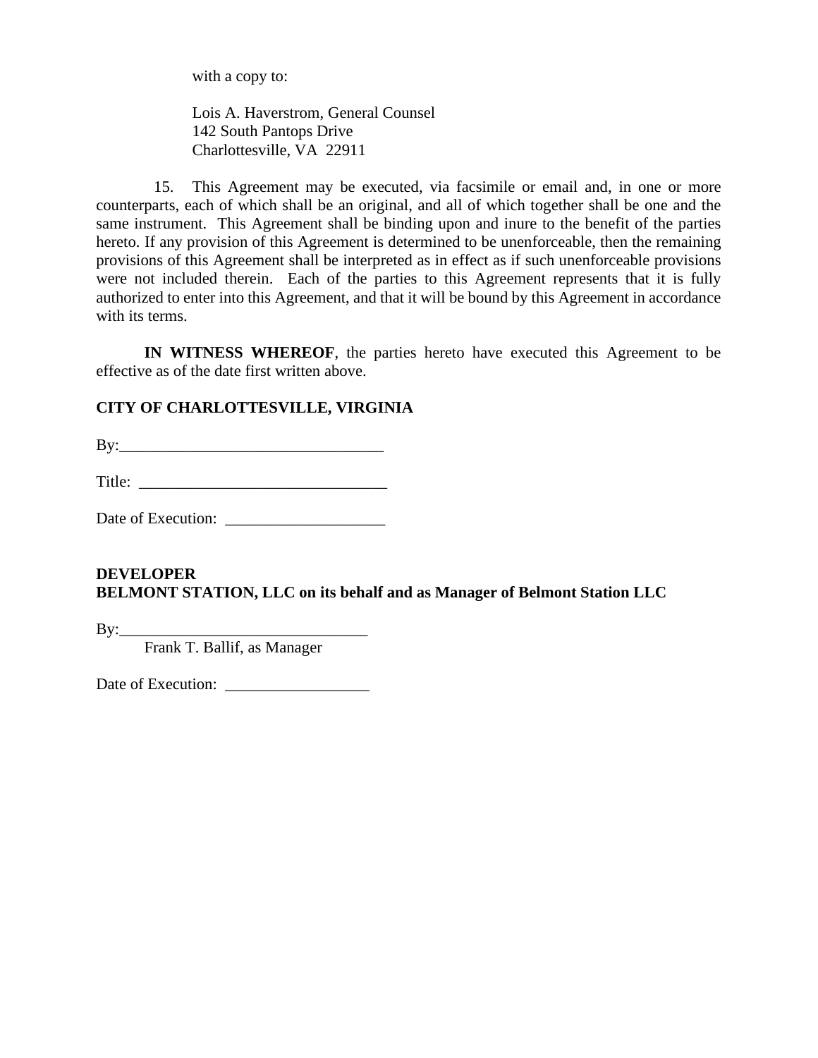with a copy to:

Lois A. Haverstrom, General Counsel
142 South Pantops Drive
Charlottesville, VA 22911

15. This Agreement may be executed, via facsimile or email and, in one or more counterparts, each of which shall be an original, and all of which together shall be one and the same instrument. This Agreement shall be binding upon and inure to the benefit of the parties hereto. If any provision of this Agreement is determined to be unenforceable, then the remaining provisions of this Agreement shall be interpreted as in effect as if such unenforceable provisions were not included therein. Each of the parties to this Agreement represents that it is fully authorized to enter into this Agreement, and that it will be bound by this Agreement in accordance with its terms.

**IN WITNESS WHEREOF**, the parties hereto have executed this Agreement to be effective as of the date first written above.

**CITY OF CHARLOTTESVILLE, VIRGINIA**

By:_________________________________

Title: _______________________________

Date of Execution: ____________________

**DEVELOPER**
**BELMONT STATION, LLC on its behalf and as Manager of Belmont Station LLC**

By:_______________________________
Frank T. Ballif, as Manager

Date of Execution: __________________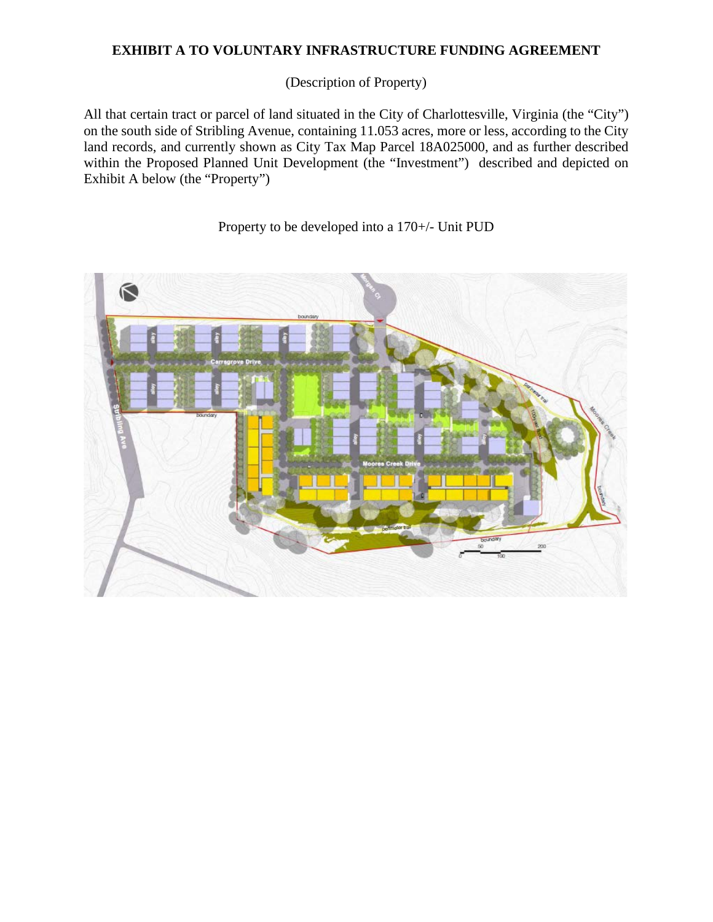**EXHIBIT A TO VOLUNTARY INFRASTRUCTURE FUNDING AGREEMENT**

(Description of Property)

All that certain tract or parcel of land situated in the City of Charlottesville, Virginia (the "City") on the south side of Stribling Avenue, containing 11.053 acres, more or less, according to the City land records, and currently shown as City Tax Map Parcel 18A025000, and as further described within the Proposed Planned Unit Development (the "Investment") described and depicted on Exhibit A below (the "Property")

Property to be developed into a 170+/- Unit PUD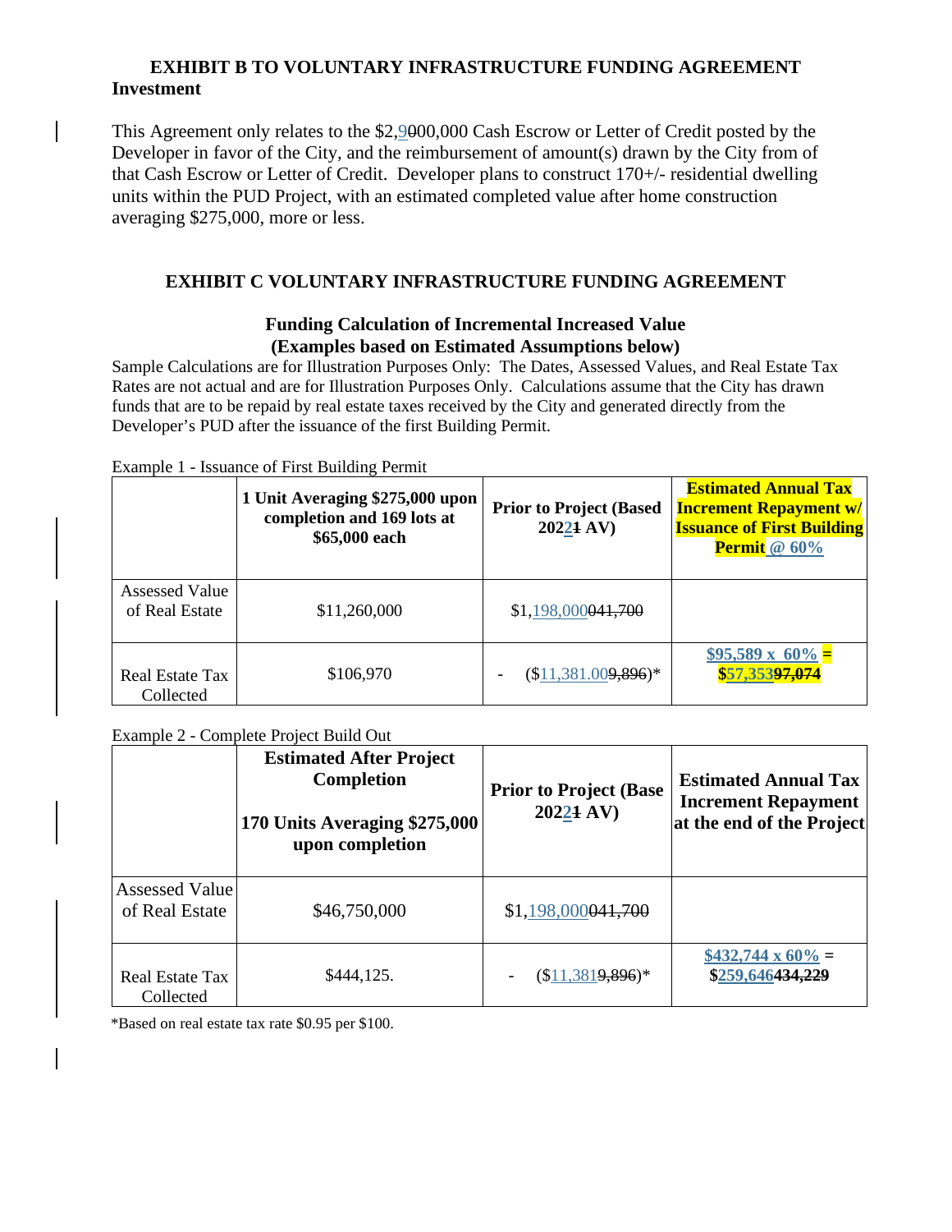## EXHIBIT B TO VOLUNTARY INFRASTRUCTURE FUNDING AGREEMENT

**Investment**

This Agreement only relates to the $2,9000,000 Cash Escrow or Letter of Credit posted by the Developer in favor of the City, and the reimbursement of amount(s) drawn by the City from of that Cash Escrow or Letter of Credit. Developer plans to construct 170+/- residential dwelling units within the PUD Project, with an estimated completed value after home construction averaging $275,000, more or less.

## EXHIBIT C VOLUNTARY INFRASTRUCTURE FUNDING AGREEMENT

### Funding Calculation of Incremental Increased Value
### (Examples based on Estimated Assumptions below)

Sample Calculations are for Illustration Purposes Only: The Dates, Assessed Values, and Real Estate Tax Rates are not actual and are for Illustration Purposes Only. Calculations assume that the City has drawn funds that are to be repaid by real estate taxes received by the City and generated directly from the Developer's PUD after the issuance of the first Building Permit.

Example 1 - Issuance of First Building Permit

| | **1 Unit Averaging $275,000 upon completion and 169 lots at $65,000 each** | **Prior to Project (Based 20221 AV)** | **Estimated Annual Tax Increment Repayment w/ Issuance of First Building Permit @ 60%** |
|---|---|---|---|
| Assessed Value of Real Estate | $11,260,000 | $1,198,000041,700 | |
| Real Estate Tax Collected | $106,970 | - ($11,381.009,896)* | **$95,589 x 60% = $57,35397,074** |

Example 2 - Complete Project Build Out

| | **Estimated After Project Completion**<br><br>**170 Units Averaging $275,000 upon completion** | **Prior to Project (Base 20221 AV)** | **Estimated Annual Tax Increment Repayment at the end of the Project** |
|---|---|---|---|
| Assessed Value of Real Estate | $46,750,000 | $1,198,000041,700 | |
| Real Estate Tax Collected | $444,125. | - ($11,3819,896)* | **$432,744 x 60% = $259,646434,229** |

*Based on real estate tax rate $0.95 per $100.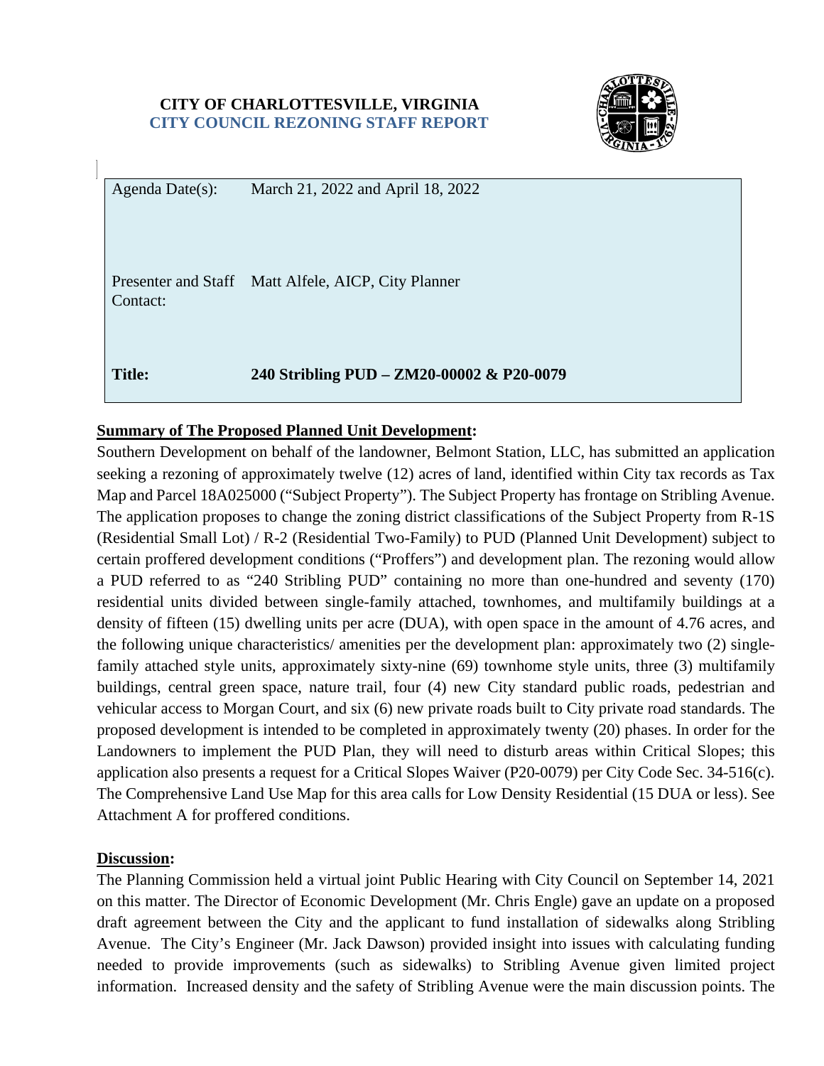**CITY OF CHARLOTTESVILLE, VIRGINIA**
**CITY COUNCIL REZONING STAFF REPORT**

| | |
|---|---|
| Agenda Date(s): | March 21, 2022 and April 18, 2022 |
| Presenter and Staff Contact: | Matt Alfele, AICP, City Planner |
| **Title:** | **240 Stribling PUD – ZM20-00002 & P20-0079** |

**Summary of The Proposed Planned Unit Development:**

Southern Development on behalf of the landowner, Belmont Station, LLC, has submitted an application seeking a rezoning of approximately twelve (12) acres of land, identified within City tax records as Tax Map and Parcel 18A025000 ("Subject Property"). The Subject Property has frontage on Stribling Avenue. The application proposes to change the zoning district classifications of the Subject Property from R-1S (Residential Small Lot) / R-2 (Residential Two-Family) to PUD (Planned Unit Development) subject to certain proffered development conditions ("Proffers") and development plan. The rezoning would allow a PUD referred to as "240 Stribling PUD" containing no more than one-hundred and seventy (170) residential units divided between single-family attached, townhomes, and multifamily buildings at a density of fifteen (15) dwelling units per acre (DUA), with open space in the amount of 4.76 acres, and the following unique characteristics/ amenities per the development plan: approximately two (2) single-family attached style units, approximately sixty-nine (69) townhome style units, three (3) multifamily buildings, central green space, nature trail, four (4) new City standard public roads, pedestrian and vehicular access to Morgan Court, and six (6) new private roads built to City private road standards. The proposed development is intended to be completed in approximately twenty (20) phases. In order for the Landowners to implement the PUD Plan, they will need to disturb areas within Critical Slopes; this application also presents a request for a Critical Slopes Waiver (P20-0079) per City Code Sec. 34-516(c). The Comprehensive Land Use Map for this area calls for Low Density Residential (15 DUA or less). See Attachment A for proffered conditions.

**Discussion:**

The Planning Commission held a virtual joint Public Hearing with City Council on September 14, 2021 on this matter. The Director of Economic Development (Mr. Chris Engle) gave an update on a proposed draft agreement between the City and the applicant to fund installation of sidewalks along Stribling Avenue. The City's Engineer (Mr. Jack Dawson) provided insight into issues with calculating funding needed to provide improvements (such as sidewalks) to Stribling Avenue given limited project information. Increased density and the safety of Stribling Avenue were the main discussion points. The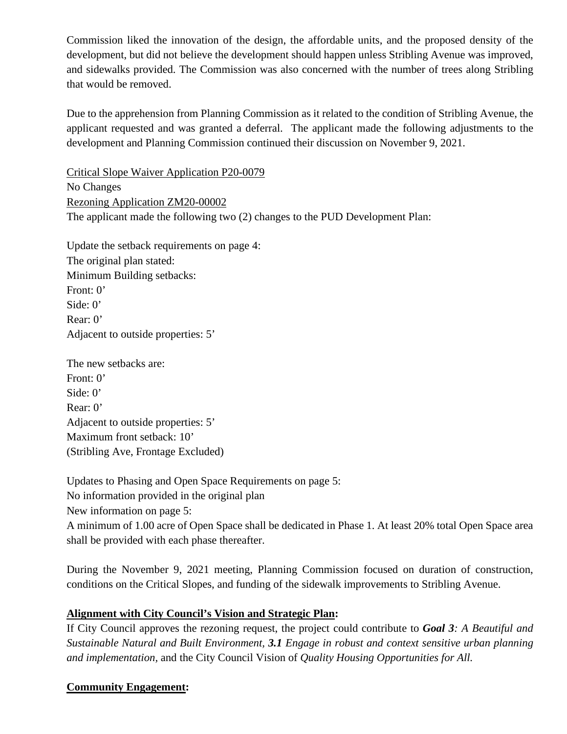Commission liked the innovation of the design, the affordable units, and the proposed density of the development, but did not believe the development should happen unless Stribling Avenue was improved, and sidewalks provided. The Commission was also concerned with the number of trees along Stribling that would be removed.

Due to the apprehension from Planning Commission as it related to the condition of Stribling Avenue, the applicant requested and was granted a deferral. The applicant made the following adjustments to the development and Planning Commission continued their discussion on November 9, 2021.

<u>Critical Slope Waiver Application P20-0079</u>
No Changes
<u>Rezoning Application ZM20-00002</u>
The applicant made the following two (2) changes to the PUD Development Plan:

Update the setback requirements on page 4:
The original plan stated:
Minimum Building setbacks:
Front: 0'
Side: 0'
Rear: 0'
Adjacent to outside properties: 5'

The new setbacks are:
Front: 0'
Side: 0'
Rear: 0'
Adjacent to outside properties: 5'
Maximum front setback: 10'
(Stribling Ave, Frontage Excluded)

Updates to Phasing and Open Space Requirements on page 5:
No information provided in the original plan
New information on page 5:
A minimum of 1.00 acre of Open Space shall be dedicated in Phase 1. At least 20% total Open Space area shall be provided with each phase thereafter.

During the November 9, 2021 meeting, Planning Commission focused on duration of construction, conditions on the Critical Slopes, and funding of the sidewalk improvements to Stribling Avenue.

**<u>Alignment with City Council's Vision and Strategic Plan</u>:**
If City Council approves the rezoning request, the project could contribute to ***Goal 3****: A Beautiful and Sustainable Natural and Built Environment,* ***3.1*** *Engage in robust and context sensitive urban planning and implementation,* and the City Council Vision of *Quality Housing Opportunities for All.*

**<u>Community Engagement</u>:**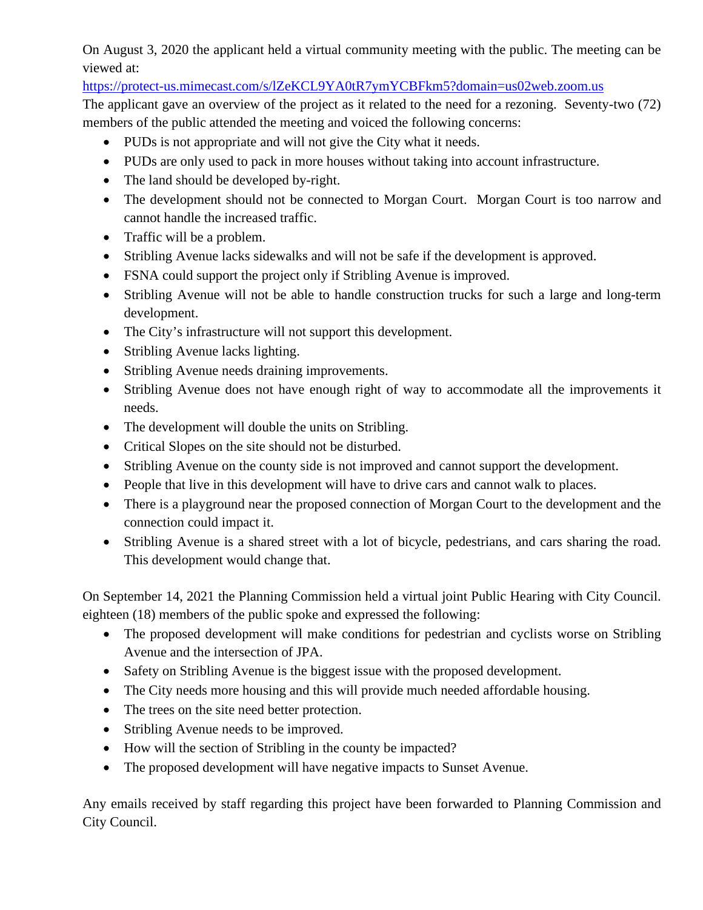On August 3, 2020 the applicant held a virtual community meeting with the public. The meeting can be viewed at:
https://protect-us.mimecast.com/s/lZeKCL9YA0tR7ymYCBFkm5?domain=us02web.zoom.us
The applicant gave an overview of the project as it related to the need for a rezoning. Seventy-two (72) members of the public attended the meeting and voiced the following concerns:

- PUDs is not appropriate and will not give the City what it needs.
- PUDs are only used to pack in more houses without taking into account infrastructure.
- The land should be developed by-right.
- The development should not be connected to Morgan Court. Morgan Court is too narrow and cannot handle the increased traffic.
- Traffic will be a problem.
- Stribling Avenue lacks sidewalks and will not be safe if the development is approved.
- FSNA could support the project only if Stribling Avenue is improved.
- Stribling Avenue will not be able to handle construction trucks for such a large and long-term development.
- The City's infrastructure will not support this development.
- Stribling Avenue lacks lighting.
- Stribling Avenue needs draining improvements.
- Stribling Avenue does not have enough right of way to accommodate all the improvements it needs.
- The development will double the units on Stribling.
- Critical Slopes on the site should not be disturbed.
- Stribling Avenue on the county side is not improved and cannot support the development.
- People that live in this development will have to drive cars and cannot walk to places.
- There is a playground near the proposed connection of Morgan Court to the development and the connection could impact it.
- Stribling Avenue is a shared street with a lot of bicycle, pedestrians, and cars sharing the road. This development would change that.

On September 14, 2021 the Planning Commission held a virtual joint Public Hearing with City Council. eighteen (18) members of the public spoke and expressed the following:

- The proposed development will make conditions for pedestrian and cyclists worse on Stribling Avenue and the intersection of JPA.
- Safety on Stribling Avenue is the biggest issue with the proposed development.
- The City needs more housing and this will provide much needed affordable housing.
- The trees on the site need better protection.
- Stribling Avenue needs to be improved.
- How will the section of Stribling in the county be impacted?
- The proposed development will have negative impacts to Sunset Avenue.

Any emails received by staff regarding this project have been forwarded to Planning Commission and City Council.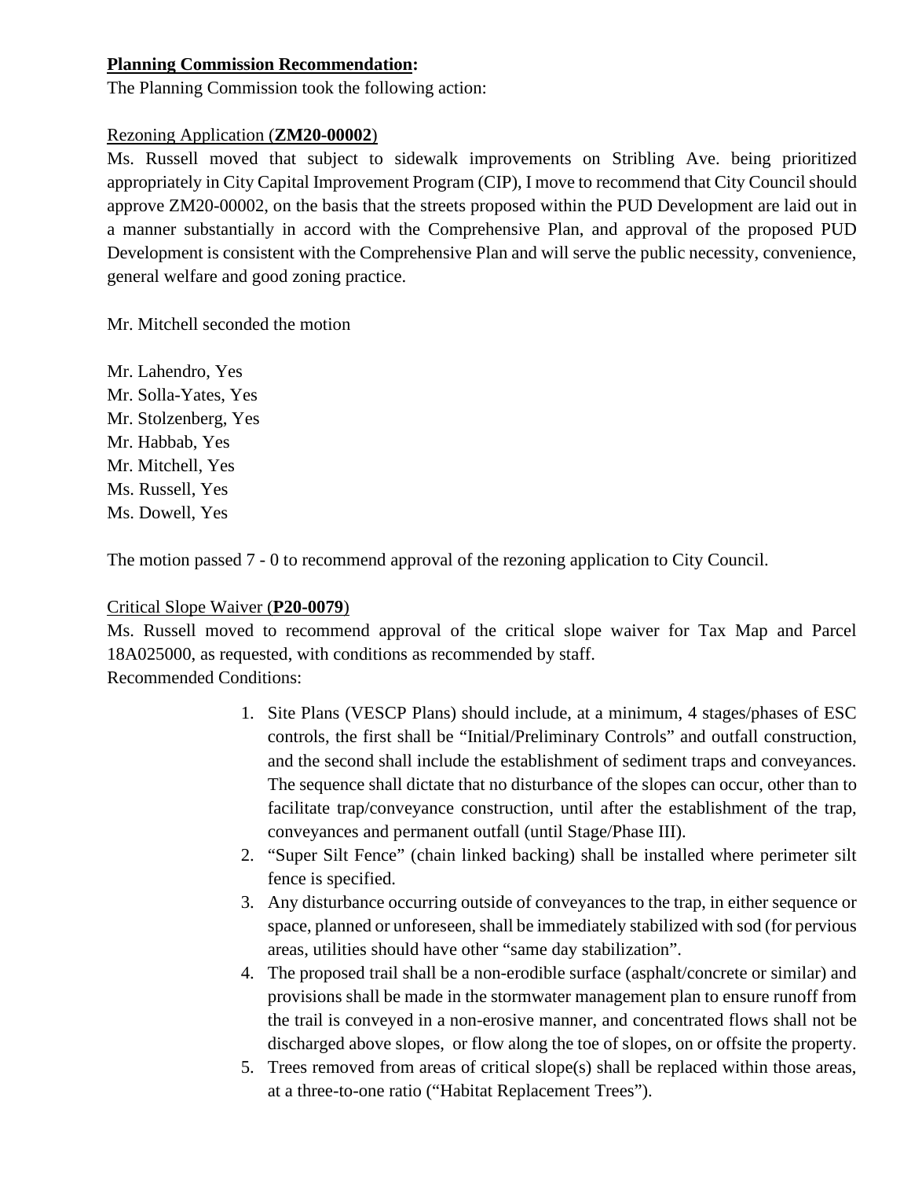**Planning Commission Recommendation:**

The Planning Commission took the following action:

Rezoning Application (**ZM20-00002**)

Ms. Russell moved that subject to sidewalk improvements on Stribling Ave. being prioritized appropriately in City Capital Improvement Program (CIP), I move to recommend that City Council should approve ZM20-00002, on the basis that the streets proposed within the PUD Development are laid out in a manner substantially in accord with the Comprehensive Plan, and approval of the proposed PUD Development is consistent with the Comprehensive Plan and will serve the public necessity, convenience, general welfare and good zoning practice.

Mr. Mitchell seconded the motion

Mr. Lahendro, Yes
Mr. Solla-Yates, Yes
Mr. Stolzenberg, Yes
Mr. Habbab, Yes
Mr. Mitchell, Yes
Ms. Russell, Yes
Ms. Dowell, Yes

The motion passed 7 - 0 to recommend approval of the rezoning application to City Council.

Critical Slope Waiver (**P20-0079**)

Ms. Russell moved to recommend approval of the critical slope waiver for Tax Map and Parcel 18A025000, as requested, with conditions as recommended by staff.
Recommended Conditions:

1. Site Plans (VESCP Plans) should include, at a minimum, 4 stages/phases of ESC controls, the first shall be "Initial/Preliminary Controls" and outfall construction, and the second shall include the establishment of sediment traps and conveyances. The sequence shall dictate that no disturbance of the slopes can occur, other than to facilitate trap/conveyance construction, until after the establishment of the trap, conveyances and permanent outfall (until Stage/Phase III).
2. "Super Silt Fence" (chain linked backing) shall be installed where perimeter silt fence is specified.
3. Any disturbance occurring outside of conveyances to the trap, in either sequence or space, planned or unforeseen, shall be immediately stabilized with sod (for pervious areas, utilities should have other "same day stabilization".
4. The proposed trail shall be a non-erodible surface (asphalt/concrete or similar) and provisions shall be made in the stormwater management plan to ensure runoff from the trail is conveyed in a non-erosive manner, and concentrated flows shall not be discharged above slopes, or flow along the toe of slopes, on or offsite the property.
5. Trees removed from areas of critical slope(s) shall be replaced within those areas, at a three-to-one ratio ("Habitat Replacement Trees").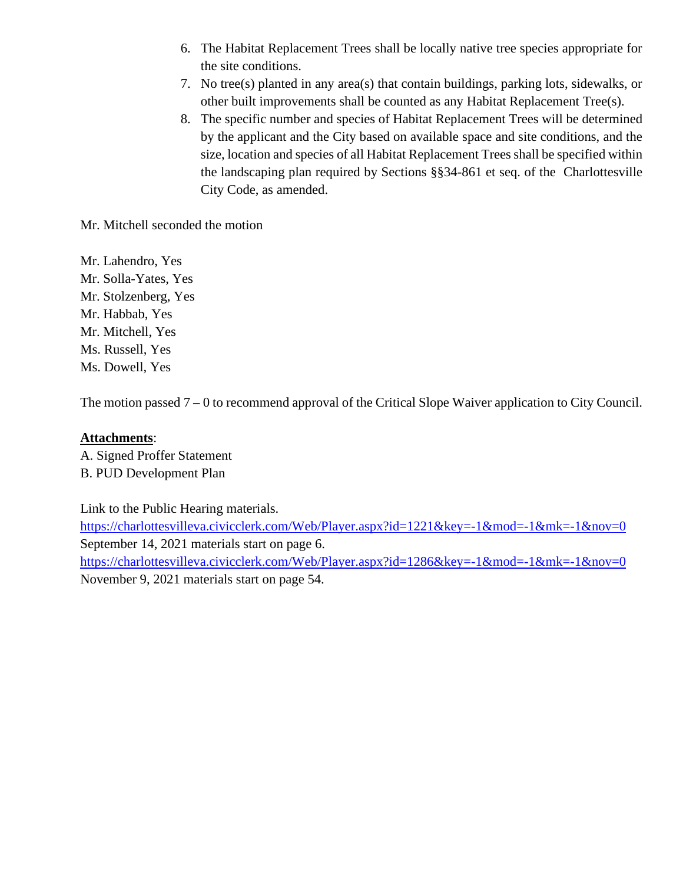6. The Habitat Replacement Trees shall be locally native tree species appropriate for the site conditions.
7. No tree(s) planted in any area(s) that contain buildings, parking lots, sidewalks, or other built improvements shall be counted as any Habitat Replacement Tree(s).
8. The specific number and species of Habitat Replacement Trees will be determined by the applicant and the City based on available space and site conditions, and the size, location and species of all Habitat Replacement Trees shall be specified within the landscaping plan required by Sections §§34-861 et seq. of the Charlottesville City Code, as amended.

Mr. Mitchell seconded the motion

Mr. Lahendro, Yes
Mr. Solla-Yates, Yes
Mr. Stolzenberg, Yes
Mr. Habbab, Yes
Mr. Mitchell, Yes
Ms. Russell, Yes
Ms. Dowell, Yes

The motion passed 7 – 0 to recommend approval of the Critical Slope Waiver application to City Council.

**Attachments**:
A. Signed Proffer Statement
B. PUD Development Plan

Link to the Public Hearing materials.
https://charlottesvilleva.civicclerk.com/Web/Player.aspx?id=1221&key=-1&mod=-1&mk=-1&nov=0
September 14, 2021 materials start on page 6.
https://charlottesvilleva.civicclerk.com/Web/Player.aspx?id=1286&key=-1&mod=-1&mk=-1&nov=0
November 9, 2021 materials start on page 54.